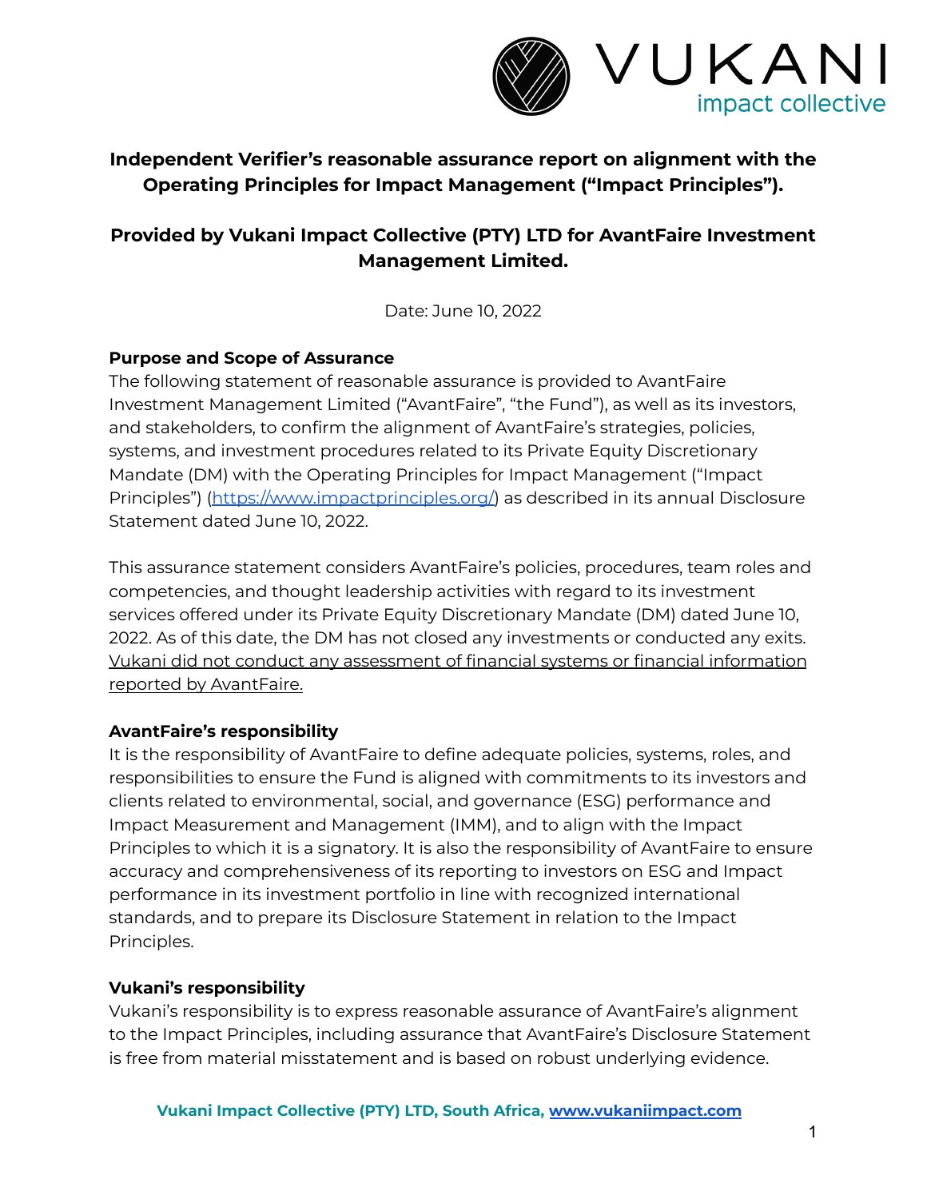# Independent Verifier's reasonable assurance report on alignment with the Operating Principles for Impact Management ("Impact Principles").

## Provided by Vukani Impact Collective (PTY) LTD for AvantFaire Investment Management Limited.

Date: June 10, 2022

### Purpose and Scope of Assurance

The following statement of reasonable assurance is provided to AvantFaire Investment Management Limited ("AvantFaire", "the Fund"), as well as its investors, and stakeholders, to confirm the alignment of AvantFaire's strategies, policies, systems, and investment procedures related to its Private Equity Discretionary Mandate (DM) with the Operating Principles for Impact Management ("Impact Principles") ([https://www.impactprinciples.org/](https://www.impactprinciples.org/)) as described in its annual Disclosure Statement dated June 10, 2022.

This assurance statement considers AvantFaire's policies, procedures, team roles and competencies, and thought leadership activities with regard to its investment services offered under its Private Equity Discretionary Mandate (DM) dated June 10, 2022. As of this date, the DM has not closed any investments or conducted any exits. Vukani did not conduct any assessment of financial systems or financial information reported by AvantFaire.

### AvantFaire's responsibility

It is the responsibility of AvantFaire to define adequate policies, systems, roles, and responsibilities to ensure the Fund is aligned with commitments to its investors and clients related to environmental, social, and governance (ESG) performance and Impact Measurement and Management (IMM), and to align with the Impact Principles to which it is a signatory. It is also the responsibility of AvantFaire to ensure accuracy and comprehensiveness of its reporting to investors on ESG and Impact performance in its investment portfolio in line with recognized international standards, and to prepare its Disclosure Statement in relation to the Impact Principles.

### Vukani's responsibility

Vukani's responsibility is to express reasonable assurance of AvantFaire's alignment to the Impact Principles, including assurance that AvantFaire's Disclosure Statement is free from material misstatement and is based on robust underlying evidence.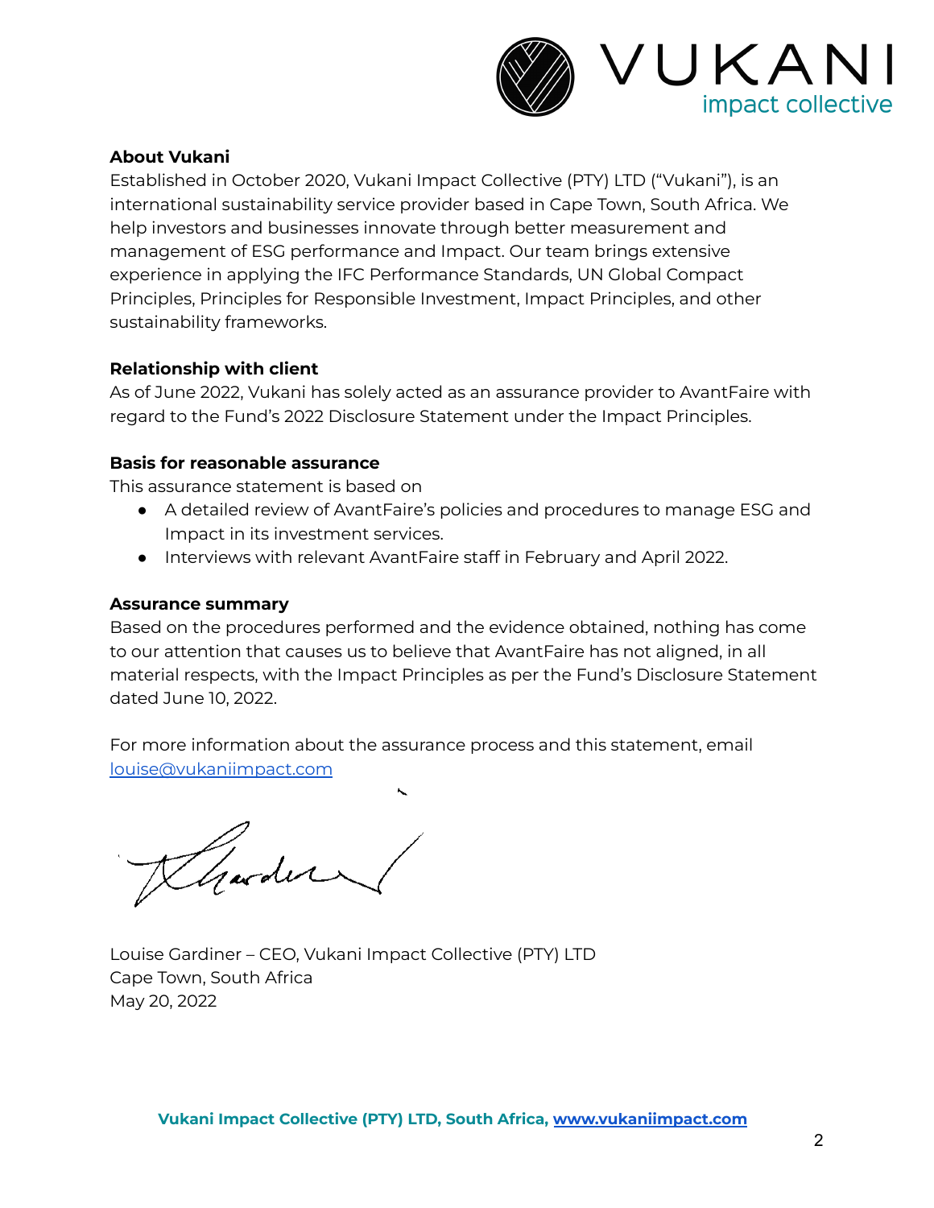VUKANI
impact collective

**About Vukani**

Established in October 2020, Vukani Impact Collective (PTY) LTD ("Vukani"), is an international sustainability service provider based in Cape Town, South Africa. We help investors and businesses innovate through better measurement and management of ESG performance and Impact. Our team brings extensive experience in applying the IFC Performance Standards, UN Global Compact Principles, Principles for Responsible Investment, Impact Principles, and other sustainability frameworks.

**Relationship with client**

As of June 2022, Vukani has solely acted as an assurance provider to AvantFaire with regard to the Fund's 2022 Disclosure Statement under the Impact Principles.

**Basis for reasonable assurance**

This assurance statement is based on

- A detailed review of AvantFaire's policies and procedures to manage ESG and Impact in its investment services.
- Interviews with relevant AvantFaire staff in February and April 2022.

**Assurance summary**

Based on the procedures performed and the evidence obtained, nothing has come to our attention that causes us to believe that AvantFaire has not aligned, in all material respects, with the Impact Principles as per the Fund's Disclosure Statement dated June 10, 2022.

For more information about the assurance process and this statement, email louise@vukaniimpact.com

Louise Gardiner – CEO, Vukani Impact Collective (PTY) LTD
Cape Town, South Africa
May 20, 2022

**Vukani Impact Collective (PTY) LTD, South Africa, www.vukaniimpact.com**